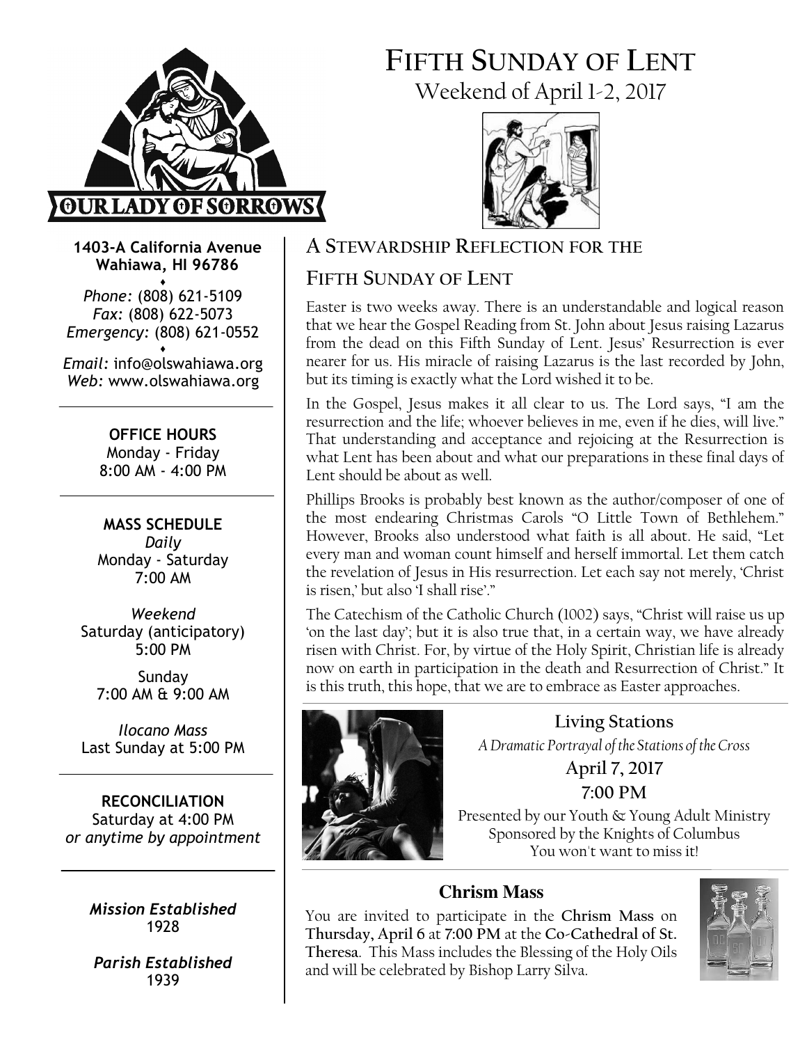# FIFTH SUNDAY OF LENT

Weekend of April 1-2, 2017

**1403-A California Avenue**
**Wahiawa, HI 96786**

*Phone:* (808) 621-5109
*Fax:* (808) 622-5073
*Emergency:* (808) 621-0552

*Email:* info@olswahiawa.org
*Web:* www.olswahiawa.org

**OFFICE HOURS**
Monday - Friday
8:00 AM - 4:00 PM

**MASS SCHEDULE**
*Daily*
Monday - Saturday
7:00 AM

*Weekend*
Saturday (anticipatory)
5:00 PM

Sunday
7:00 AM & 9:00 AM

*Ilocano Mass*
Last Sunday at 5:00 PM

**RECONCILIATION**
Saturday at 4:00 PM
*or anytime by appointment*

***Mission Established***
1928

***Parish Established***
1939

## A STEWARDSHIP REFLECTION FOR THE FIFTH SUNDAY OF LENT

Easter is two weeks away. There is an understandable and logical reason that we hear the Gospel Reading from St. John about Jesus raising Lazarus from the dead on this Fifth Sunday of Lent. Jesus' Resurrection is ever nearer for us. His miracle of raising Lazarus is the last recorded by John, but its timing is exactly what the Lord wished it to be.

In the Gospel, Jesus makes it all clear to us. The Lord says, "I am the resurrection and the life; whoever believes in me, even if he dies, will live." That understanding and acceptance and rejoicing at the Resurrection is what Lent has been about and what our preparations in these final days of Lent should be about as well.

Phillips Brooks is probably best known as the author/composer of one of the most endearing Christmas Carols "O Little Town of Bethlehem." However, Brooks also understood what faith is all about. He said, "Let every man and woman count himself and herself immortal. Let them catch the revelation of Jesus in His resurrection. Let each say not merely, 'Christ is risen,' but also 'I shall rise'."

The Catechism of the Catholic Church (1002) says, "Christ will raise us up 'on the last day'; but it is also true that, in a certain way, we have already risen with Christ. For, by virtue of the Holy Spirit, Christian life is already now on earth in participation in the death and Resurrection of Christ." It is this truth, this hope, that we are to embrace as Easter approaches.

### Living Stations

*A Dramatic Portrayal of the Stations of the Cross*

**April 7, 2017**
**7:00 PM**

Presented by our Youth & Young Adult Ministry
Sponsored by the Knights of Columbus
You won't want to miss it!

### Chrism Mass

You are invited to participate in the **Chrism Mass** on **Thursday, April 6** at **7:00 PM** at the **Co-Cathedral of St. Theresa**. This Mass includes the Blessing of the Holy Oils and will be celebrated by Bishop Larry Silva.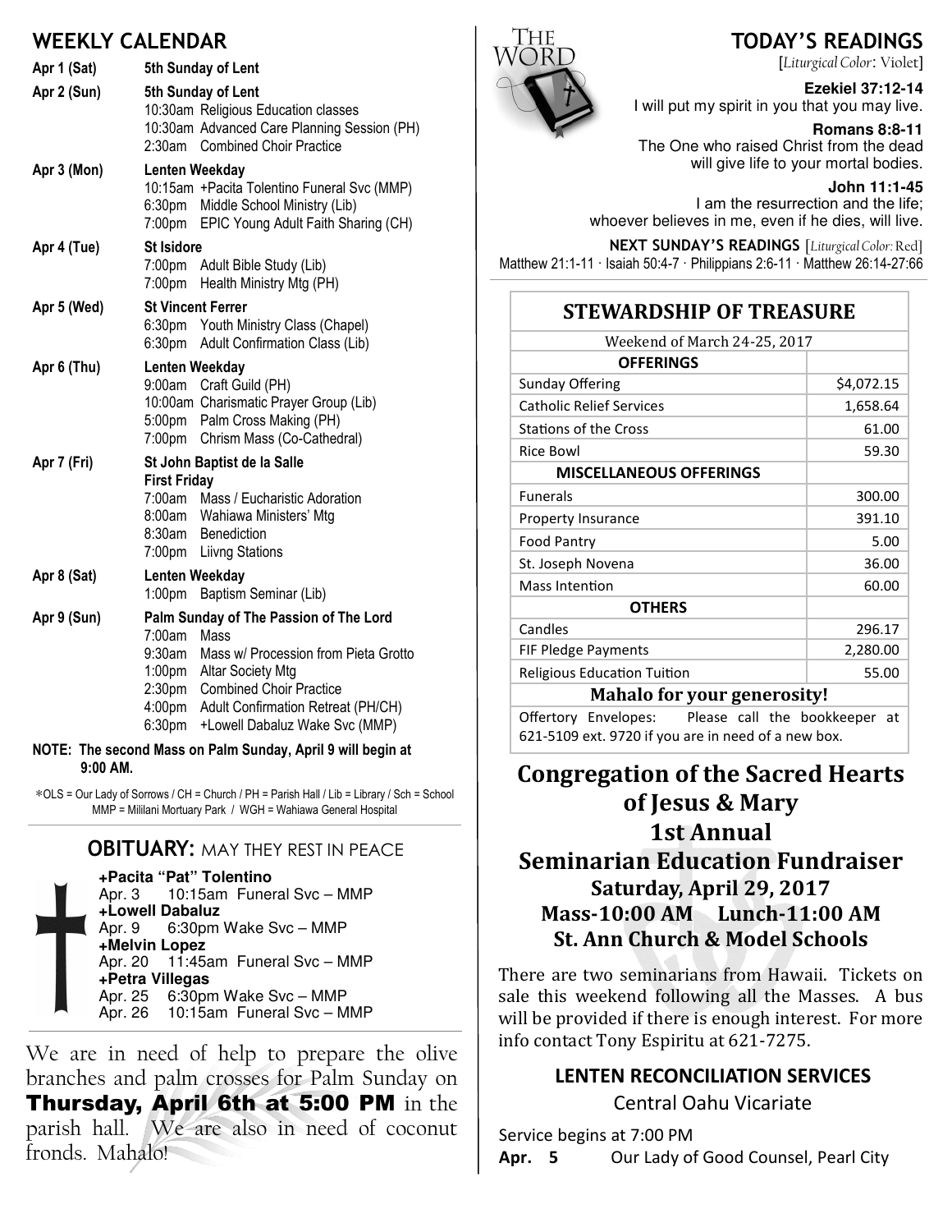## WEEKLY CALENDAR

**Apr 1 (Sat)** — **5th Sunday of Lent**

**Apr 2 (Sun)** — **5th Sunday of Lent**
- 10:30am Religious Education classes
- 10:30am Advanced Care Planning Session (PH)
- 2:30am Combined Choir Practice

**Apr 3 (Mon)** — **Lenten Weekday**
- 10:15am +Pacita Tolentino Funeral Svc (MMP)
- 6:30pm Middle School Ministry (Lib)
- 7:00pm EPIC Young Adult Faith Sharing (CH)

**Apr 4 (Tue)** — **St Isidore**
- 7:00pm Adult Bible Study (Lib)
- 7:00pm Health Ministry Mtg (PH)

**Apr 5 (Wed)** — **St Vincent Ferrer**
- 6:30pm Youth Ministry Class (Chapel)
- 6:30pm Adult Confirmation Class (Lib)

**Apr 6 (Thu)** — **Lenten Weekday**
- 9:00am Craft Guild (PH)
- 10:00am Charismatic Prayer Group (Lib)
- 5:00pm Palm Cross Making (PH)
- 7:00pm Chrism Mass (Co-Cathedral)

**Apr 7 (Fri)** — **St John Baptist de la Salle**
**First Friday**
- 7:00am Mass / Eucharistic Adoration
- 8:00am Wahiawa Ministers' Mtg
- 8:30am Benediction
- 7:00pm Liivng Stations

**Apr 8 (Sat)** — **Lenten Weekday**
- 1:00pm Baptism Seminar (Lib)

**Apr 9 (Sun)** — **Palm Sunday of The Passion of The Lord**
- 7:00am Mass
- 9:30am Mass w/ Procession from Pieta Grotto
- 1:00pm Altar Society Mtg
- 2:30pm Combined Choir Practice
- 4:00pm Adult Confirmation Retreat (PH/CH)
- 6:30pm +Lowell Dabaluz Wake Svc (MMP)

**NOTE: The second Mass on Palm Sunday, April 9 will begin at 9:00 AM.**

*OLS = Our Lady of Sorrows / CH = Church / PH = Parish Hall / Lib = Library / Sch = School
MMP = Mililani Mortuary Park / WGH = Wahiawa General Hospital

## OBITUARY: MAY THEY REST IN PEACE

**+Pacita "Pat" Tolentino**
Apr. 3 10:15am Funeral Svc – MMP

**+Lowell Dabaluz**
Apr. 9 6:30pm Wake Svc – MMP

**+Melvin Lopez**
Apr. 20 11:45am Funeral Svc – MMP

**+Petra Villegas**
Apr. 25 6:30pm Wake Svc – MMP
Apr. 26 10:15am Funeral Svc – MMP

We are in need of help to prepare the olive branches and palm crosses for Palm Sunday on **Thursday, April 6th at 5:00 PM** in the parish hall. We are also in need of coconut fronds. Mahalo!

## TODAY'S READINGS

[*Liturgical Color*: Violet]

**Ezekiel 37:12-14**
I will put my spirit in you that you may live.

**Romans 8:8-11**
The One who raised Christ from the dead will give life to your mortal bodies.

**John 11:1-45**
I am the resurrection and the life; whoever believes in me, even if he dies, will live.

**NEXT SUNDAY'S READINGS** [*Liturgical Color*: Red]
Matthew 21:1-11 · Isaiah 50:4-7 · Philippians 2:6-11 · Matthew 26:14-27:66

## STEWARDSHIP OF TREASURE

Weekend of March 24-25, 2017

| **OFFERINGS** | |
|---|---|
| Sunday Offering | $4,072.15 |
| Catholic Relief Services | 1,658.64 |
| Stations of the Cross | 61.00 |
| Rice Bowl | 59.30 |
| **MISCELLANEOUS OFFERINGS** | |
| Funerals | 300.00 |
| Property Insurance | 391.10 |
| Food Pantry | 5.00 |
| St. Joseph Novena | 36.00 |
| Mass Intention | 60.00 |
| **OTHERS** | |
| Candles | 296.17 |
| FIF Pledge Payments | 2,280.00 |
| Religious Education Tuition | 55.00 |

**Mahalo for your generosity!**

Offertory Envelopes: Please call the bookkeeper at 621-5109 ext. 9720 if you are in need of a new box.

## Congregation of the Sacred Hearts of Jesus & Mary 1st Annual Seminarian Education Fundraiser

**Saturday, April 29, 2017**
**Mass-10:00 AM Lunch-11:00 AM**
**St. Ann Church & Model Schools**

There are two seminarians from Hawaii. Tickets on sale this weekend following all the Masses. A bus will be provided if there is enough interest. For more info contact Tony Espiritu at 621-7275.

### LENTEN RECONCILIATION SERVICES

Central Oahu Vicariate

Service begins at 7:00 PM

**Apr. 5** Our Lady of Good Counsel, Pearl City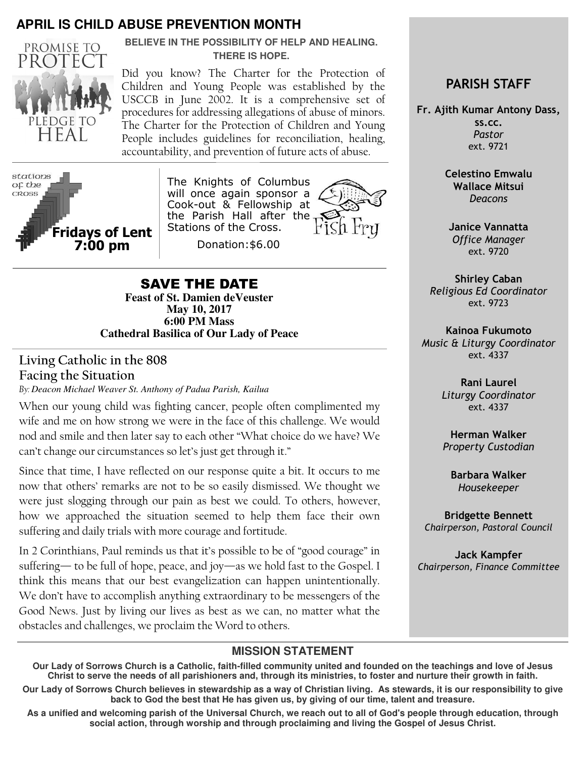## APRIL IS CHILD ABUSE PREVENTION MONTH

PROMISE TO PROTECT
PLEDGE TO HEAL

**BELIEVE IN THE POSSIBILITY OF HELP AND HEALING.**
**THERE IS HOPE.**

Did you know? The Charter for the Protection of Children and Young People was established by the USCCB in June 2002. It is a comprehensive set of procedures for addressing allegations of abuse of minors. The Charter for the Protection of Children and Young People includes guidelines for reconciliation, healing, accountability, and prevention of future acts of abuse.

stations of the cross

**Fridays of Lent**
**7:00 pm**

The Knights of Columbus will once again sponsor a Cook-out & Fellowship at the Parish Hall after the Stations of the Cross.

Fish Fry

Donation:$6.00

## SAVE THE DATE

**Feast of St. Damien deVeuster**
**May 10, 2017**
**6:00 PM Mass**
**Cathedral Basilica of Our Lady of Peace**

## Living Catholic in the 808
## Facing the Situation

*By: Deacon Michael Weaver St. Anthony of Padua Parish, Kailua*

When our young child was fighting cancer, people often complimented my wife and me on how strong we were in the face of this challenge. We would nod and smile and then later say to each other "What choice do we have? We can't change our circumstances so let's just get through it."

Since that time, I have reflected on our response quite a bit. It occurs to me now that others' remarks are not to be so easily dismissed. We thought we were just slogging through our pain as best we could. To others, however, how we approached the situation seemed to help them face their own suffering and daily trials with more courage and fortitude.

In 2 Corinthians, Paul reminds us that it's possible to be of "good courage" in suffering— to be full of hope, peace, and joy—as we hold fast to the Gospel. I think this means that our best evangelization can happen unintentionally. We don't have to accomplish anything extraordinary to be messengers of the Good News. Just by living our lives as best as we can, no matter what the obstacles and challenges, we proclaim the Word to others.

## PARISH STAFF

**Fr. Ajith Kumar Antony Dass, ss.cc.**
*Pastor*
ext. 9721

**Celestino Emwalu**
**Wallace Mitsui**
*Deacons*

**Janice Vannatta**
*Office Manager*
ext. 9720

**Shirley Caban**
*Religious Ed Coordinator*
ext. 9723

**Kainoa Fukumoto**
*Music & Liturgy Coordinator*
ext. 4337

**Rani Laurel**
*Liturgy Coordinator*
ext. 4337

**Herman Walker**
*Property Custodian*

**Barbara Walker**
*Housekeeper*

**Bridgette Bennett**
*Chairperson, Pastoral Council*

**Jack Kampfer**
*Chairperson, Finance Committee*

## MISSION STATEMENT

**Our Lady of Sorrows Church is a Catholic, faith-filled community united and founded on the teachings and love of Jesus Christ to serve the needs of all parishioners and, through its ministries, to foster and nurture their growth in faith.**

**Our Lady of Sorrows Church believes in stewardship as a way of Christian living. As stewards, it is our responsibility to give back to God the best that He has given us, by giving of our time, talent and treasure.**

**As a unified and welcoming parish of the Universal Church, we reach out to all of God's people through education, through social action, through worship and through proclaiming and living the Gospel of Jesus Christ.**